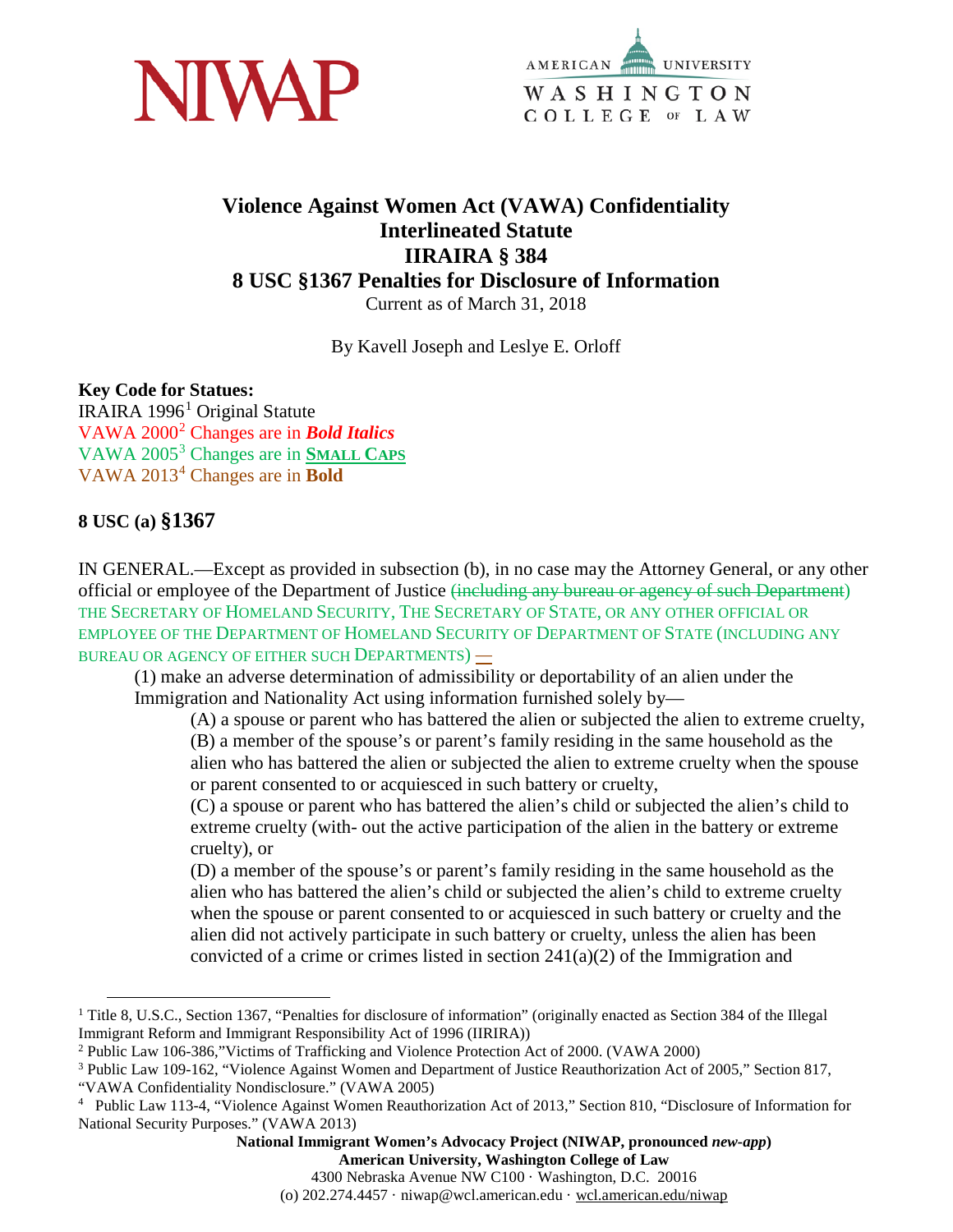# Violence Against Women Act (VAWA) Confidentiality Interlineated Statute IIRAIRA § 384 8 USC §1367 Penalties for Disclosure of Information

Current as of March 31, 2018

By Kavell Joseph and Leslye E. Orloff

**Key Code for Statues:**
IRAIRA 1996[1] Original Statute
VAWA 2000[2] Changes are in ***Bold Italics***
VAWA 2005[3] Changes are in SMALL CAPS
VAWA 2013[4] Changes are in **Bold**

## 8 USC (a) §1367

IN GENERAL.—Except as provided in subsection (b), in no case may the Attorney General, or any other official or employee of the Department of Justice ~~(including any bureau or agency of such Department)~~ THE SECRETARY OF HOMELAND SECURITY, THE SECRETARY OF STATE, OR ANY OTHER OFFICIAL OR EMPLOYEE OF THE DEPARTMENT OF HOMELAND SECURITY OF DEPARTMENT OF STATE (INCLUDING ANY BUREAU OR AGENCY OF EITHER SUCH DEPARTMENTS) **—**

(1) make an adverse determination of admissibility or deportability of an alien under the Immigration and Nationality Act using information furnished solely by—

(A) a spouse or parent who has battered the alien or subjected the alien to extreme cruelty,
(B) a member of the spouse's or parent's family residing in the same household as the alien who has battered the alien or subjected the alien to extreme cruelty when the spouse or parent consented to or acquiesced in such battery or cruelty,
(C) a spouse or parent who has battered the alien's child or subjected the alien's child to extreme cruelty (with- out the active participation of the alien in the battery or extreme cruelty), or
(D) a member of the spouse's or parent's family residing in the same household as the alien who has battered the alien's child or subjected the alien's child to extreme cruelty when the spouse or parent consented to or acquiesced in such battery or cruelty and the alien did not actively participate in such battery or cruelty, unless the alien has been convicted of a crime or crimes listed in section 241(a)(2) of the Immigration and

---

[1] Title 8, U.S.C., Section 1367, "Penalties for disclosure of information" (originally enacted as Section 384 of the Illegal Immigrant Reform and Immigrant Responsibility Act of 1996 (IIRIRA))
[2] Public Law 106-386,"Victims of Trafficking and Violence Protection Act of 2000. (VAWA 2000)
[3] Public Law 109-162, "Violence Against Women and Department of Justice Reauthorization Act of 2005," Section 817, "VAWA Confidentiality Nondisclosure." (VAWA 2005)
[4] Public Law 113-4, "Violence Against Women Reauthorization Act of 2013," Section 810, "Disclosure of Information for National Security Purposes." (VAWA 2013)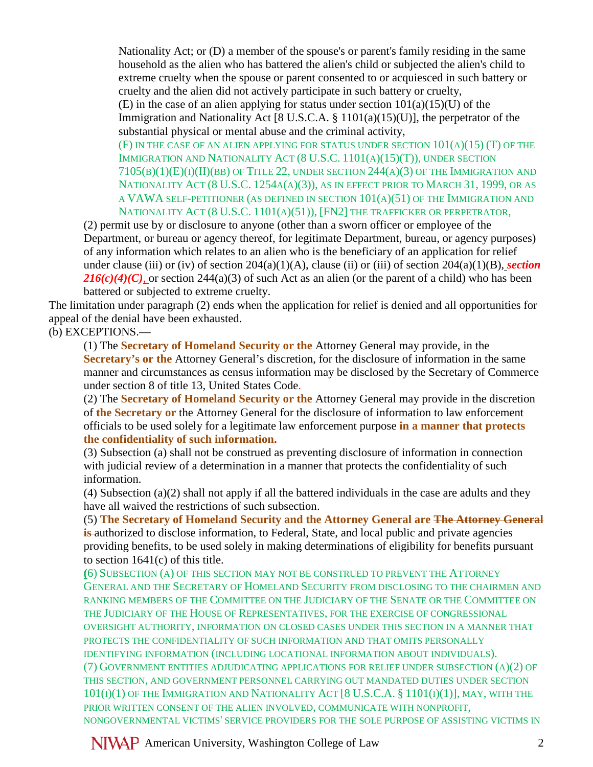Nationality Act; or (D) a member of the spouse's or parent's family residing in the same household as the alien who has battered the alien's child or subjected the alien's child to extreme cruelty when the spouse or parent consented to or acquiesced in such battery or cruelty and the alien did not actively participate in such battery or cruelty,

(E) in the case of an alien applying for status under section 101(a)(15)(U) of the Immigration and Nationality Act [8 U.S.C.A. § 1101(a)(15)(U)], the perpetrator of the substantial physical or mental abuse and the criminal activity,

(F) IN THE CASE OF AN ALIEN APPLYING FOR STATUS UNDER SECTION 101(A)(15) (T) OF THE IMMIGRATION AND NATIONALITY ACT (8 U.S.C. 1101(A)(15)(T)), UNDER SECTION 7105(B)(1)(E)(I)(II)(BB) OF TITLE 22, UNDER SECTION 244(A)(3) OF THE IMMIGRATION AND NATIONALITY ACT (8 U.S.C. 1254A(A)(3)), AS IN EFFECT PRIOR TO MARCH 31, 1999, OR AS A VAWA SELF-PETITIONER (AS DEFINED IN SECTION 101(A)(51) OF THE IMMIGRATION AND NATIONALITY ACT (8 U.S.C. 1101(A)(51)), [FN2] THE TRAFFICKER OR PERPETRATOR,

(2) permit use by or disclosure to anyone (other than a sworn officer or employee of the Department, or bureau or agency thereof, for legitimate Department, bureau, or agency purposes) of any information which relates to an alien who is the beneficiary of an application for relief under clause (iii) or (iv) of section 204(a)(1)(A), clause (ii) or (iii) of section 204(a)(1)(B), ***section 216(c)(4)(C),*** or section 244(a)(3) of such Act as an alien (or the parent of a child) who has been battered or subjected to extreme cruelty.

The limitation under paragraph (2) ends when the application for relief is denied and all opportunities for appeal of the denial have been exhausted.

(b) EXCEPTIONS.—

(1) The **Secretary of Homeland Security or the** Attorney General may provide, in the **Secretary's or the** Attorney General's discretion, for the disclosure of information in the same manner and circumstances as census information may be disclosed by the Secretary of Commerce under section 8 of title 13, United States Code.

(2) The **Secretary of Homeland Security or the** Attorney General may provide in the discretion of **the Secretary or** the Attorney General for the disclosure of information to law enforcement officials to be used solely for a legitimate law enforcement purpose **in a manner that protects the confidentiality of such information.**

(3) Subsection (a) shall not be construed as preventing disclosure of information in connection with judicial review of a determination in a manner that protects the confidentiality of such information.

(4) Subsection (a)(2) shall not apply if all the battered individuals in the case are adults and they have all waived the restrictions of such subsection.

(5) **The Secretary of Homeland Security and the Attorney General are** ~~**The Attorney General is**~~ authorized to disclose information, to Federal, State, and local public and private agencies providing benefits, to be used solely in making determinations of eligibility for benefits pursuant to section 1641(c) of this title.

(6) SUBSECTION (A) OF THIS SECTION MAY NOT BE CONSTRUED TO PREVENT THE ATTORNEY GENERAL AND THE SECRETARY OF HOMELAND SECURITY FROM DISCLOSING TO THE CHAIRMEN AND RANKING MEMBERS OF THE COMMITTEE ON THE JUDICIARY OF THE SENATE OR THE COMMITTEE ON THE JUDICIARY OF THE HOUSE OF REPRESENTATIVES, FOR THE EXERCISE OF CONGRESSIONAL OVERSIGHT AUTHORITY, INFORMATION ON CLOSED CASES UNDER THIS SECTION IN A MANNER THAT PROTECTS THE CONFIDENTIALITY OF SUCH INFORMATION AND THAT OMITS PERSONALLY IDENTIFYING INFORMATION (INCLUDING LOCATIONAL INFORMATION ABOUT INDIVIDUALS).

(7) GOVERNMENT ENTITIES ADJUDICATING APPLICATIONS FOR RELIEF UNDER SUBSECTION (A)(2) OF THIS SECTION, AND GOVERNMENT PERSONNEL CARRYING OUT MANDATED DUTIES UNDER SECTION 101(I)(1) OF THE IMMIGRATION AND NATIONALITY ACT [8 U.S.C.A. § 1101(I)(1)], MAY, WITH THE PRIOR WRITTEN CONSENT OF THE ALIEN INVOLVED, COMMUNICATE WITH NONPROFIT, NONGOVERNMENTAL VICTIMS' SERVICE PROVIDERS FOR THE SOLE PURPOSE OF ASSISTING VICTIMS IN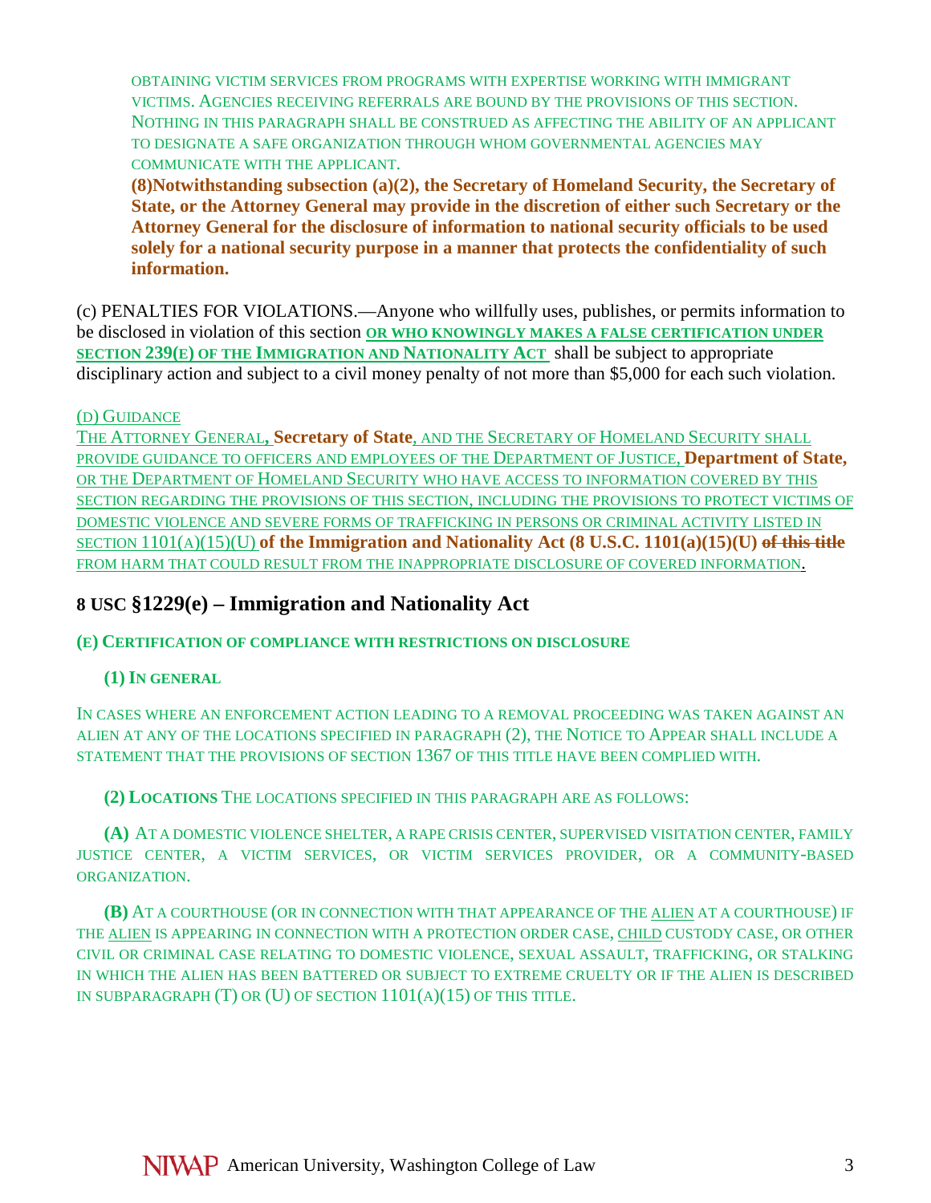OBTAINING VICTIM SERVICES FROM PROGRAMS WITH EXPERTISE WORKING WITH IMMIGRANT VICTIMS. AGENCIES RECEIVING REFERRALS ARE BOUND BY THE PROVISIONS OF THIS SECTION. NOTHING IN THIS PARAGRAPH SHALL BE CONSTRUED AS AFFECTING THE ABILITY OF AN APPLICANT TO DESIGNATE A SAFE ORGANIZATION THROUGH WHOM GOVERNMENTAL AGENCIES MAY COMMUNICATE WITH THE APPLICANT.

**(8)Notwithstanding subsection (a)(2), the Secretary of Homeland Security, the Secretary of State, or the Attorney General may provide in the discretion of either such Secretary or the Attorney General for the disclosure of information to national security officials to be used solely for a national security purpose in a manner that protects the confidentiality of such information.**

(c) PENALTIES FOR VIOLATIONS.—Anyone who willfully uses, publishes, or permits information to be disclosed in violation of this section **OR WHO KNOWINGLY MAKES A FALSE CERTIFICATION UNDER SECTION 239(E) OF THE IMMIGRATION AND NATIONALITY ACT** shall be subject to appropriate disciplinary action and subject to a civil money penalty of not more than $5,000 for each such violation.

(D) GUIDANCE

THE ATTORNEY GENERAL**, Secretary of State**, AND THE SECRETARY OF HOMELAND SECURITY SHALL PROVIDE GUIDANCE TO OFFICERS AND EMPLOYEES OF THE DEPARTMENT OF JUSTICE, **Department of State,** OR THE DEPARTMENT OF HOMELAND SECURITY WHO HAVE ACCESS TO INFORMATION COVERED BY THIS SECTION REGARDING THE PROVISIONS OF THIS SECTION, INCLUDING THE PROVISIONS TO PROTECT VICTIMS OF DOMESTIC VIOLENCE AND SEVERE FORMS OF TRAFFICKING IN PERSONS OR CRIMINAL ACTIVITY LISTED IN SECTION 1101(A)(15)(U) **of the Immigration and Nationality Act (8 U.S.C. 1101(a)(15)(U)** ~~**of this title**~~ FROM HARM THAT COULD RESULT FROM THE INAPPROPRIATE DISCLOSURE OF COVERED INFORMATION.

## 8 USC §1229(e) – Immigration and Nationality Act

**(E) CERTIFICATION OF COMPLIANCE WITH RESTRICTIONS ON DISCLOSURE**

**(1) IN GENERAL**

IN CASES WHERE AN ENFORCEMENT ACTION LEADING TO A REMOVAL PROCEEDING WAS TAKEN AGAINST AN ALIEN AT ANY OF THE LOCATIONS SPECIFIED IN PARAGRAPH (2), THE NOTICE TO APPEAR SHALL INCLUDE A STATEMENT THAT THE PROVISIONS OF SECTION 1367 OF THIS TITLE HAVE BEEN COMPLIED WITH.

**(2) LOCATIONS** THE LOCATIONS SPECIFIED IN THIS PARAGRAPH ARE AS FOLLOWS:

**(A)** AT A DOMESTIC VIOLENCE SHELTER, A RAPE CRISIS CENTER, SUPERVISED VISITATION CENTER, FAMILY JUSTICE CENTER, A VICTIM SERVICES, OR VICTIM SERVICES PROVIDER, OR A COMMUNITY-BASED ORGANIZATION.

**(B)** AT A COURTHOUSE (OR IN CONNECTION WITH THAT APPEARANCE OF THE ALIEN AT A COURTHOUSE) IF THE ALIEN IS APPEARING IN CONNECTION WITH A PROTECTION ORDER CASE, CHILD CUSTODY CASE, OR OTHER CIVIL OR CRIMINAL CASE RELATING TO DOMESTIC VIOLENCE, SEXUAL ASSAULT, TRAFFICKING, OR STALKING IN WHICH THE ALIEN HAS BEEN BATTERED OR SUBJECT TO EXTREME CRUELTY OR IF THE ALIEN IS DESCRIBED IN SUBPARAGRAPH (T) OR (U) OF SECTION 1101(A)(15) OF THIS TITLE.